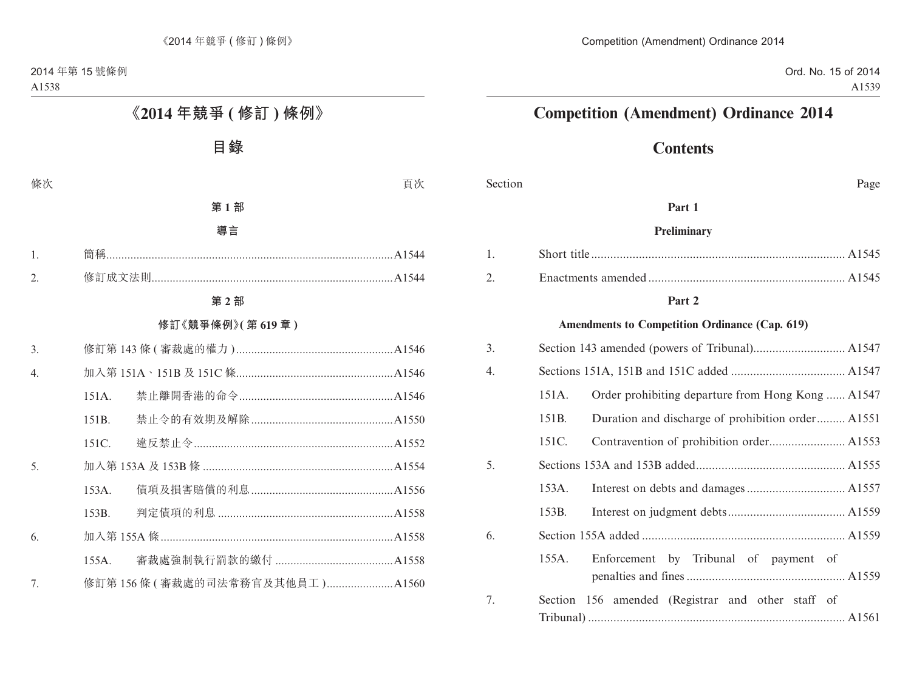# 《2014 年競爭 ( 修訂 ) 條例》

## 目錄

條次 頁次

**第 1 部**

**導言**

1. 簡稱 ......A1544
2. 修訂成文法則 ......A1544

**第 2 部**

**修訂《競爭條例》( 第 619 章 )**

3. 修訂第 143 條 ( 審裁處的權力 ) ......A1546
4. 加入第 151A、151B 及 151C 條 ......A1546
   - 151A. 禁止離開香港的命令 ......A1546
   - 151B. 禁止令的有效期及解除 ......A1550
   - 151C. 違反禁止令 ......A1552
5. 加入第 153A 及 153B 條 ......A1554
   - 153A. 債項及損害賠償的利息 ......A1556
   - 153B. 判定債項的利息 ......A1558
6. 加入第 155A 條 ......A1558
   - 155A. 審裁處強制執行罰款的繳付 ......A1558
7. 修訂第 156 條 ( 審裁處的司法常務官及其他員工 ) ......A1560

# Competition (Amendment) Ordinance 2014

## Contents

Section Page

**Part 1**

**Preliminary**

1. Short title ......A1545
2. Enactments amended ......A1545

**Part 2**

**Amendments to Competition Ordinance (Cap. 619)**

3. Section 143 amended (powers of Tribunal) ......A1547
4. Sections 151A, 151B and 151C added ......A1547
   - 151A. Order prohibiting departure from Hong Kong ......A1547
   - 151B. Duration and discharge of prohibition order ......A1551
   - 151C. Contravention of prohibition order ......A1553
5. Sections 153A and 153B added ......A1555
   - 153A. Interest on debts and damages ......A1557
   - 153B. Interest on judgment debts ......A1559
6. Section 155A added ......A1559
   - 155A. Enforcement by Tribunal of payment of penalties and fines ......A1559
7. Section 156 amended (Registrar and other staff of Tribunal) ......A1561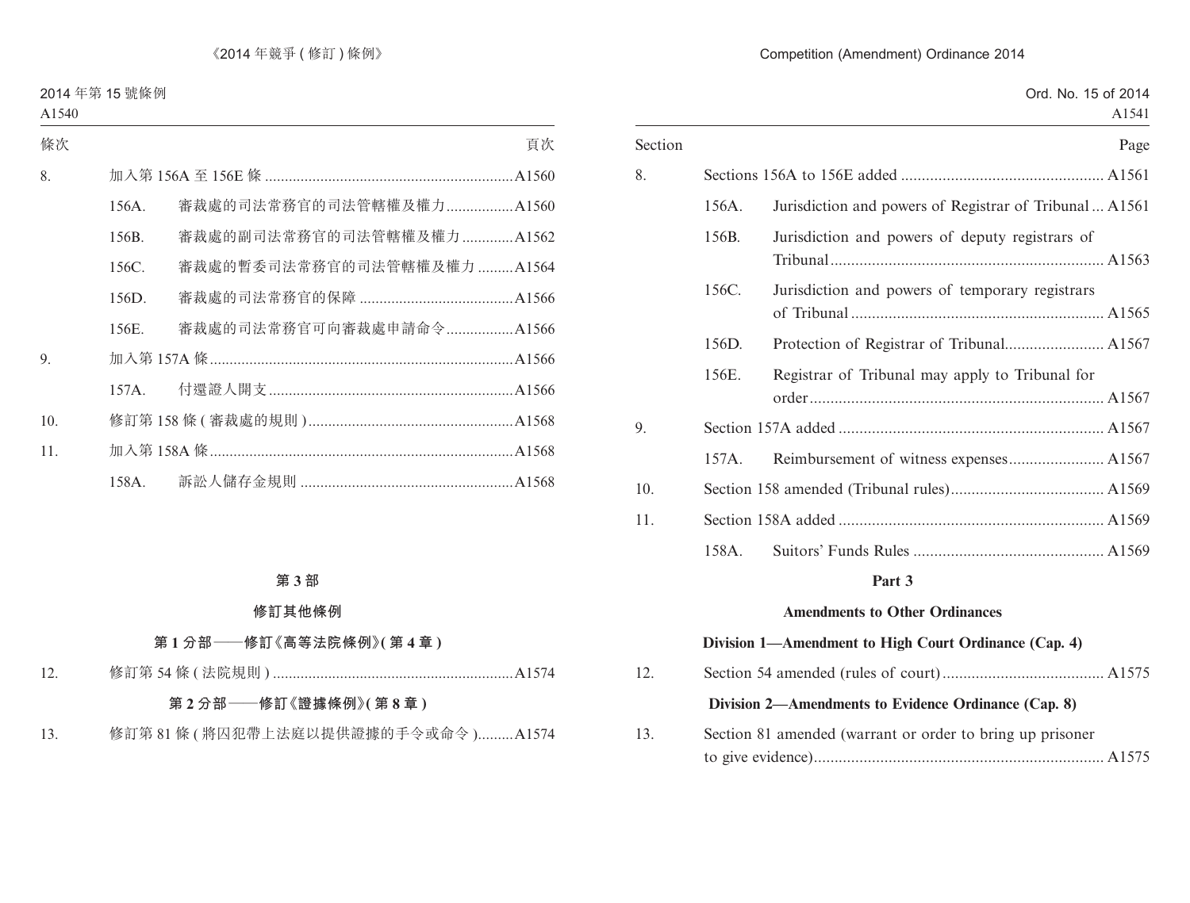| 條次 | | | 頁次 |
|---|---|---|---|
| 8. | 加入第 156A 至 156E 條 | | A1560 |
| | 156A. | 審裁處的司法常務官的司法管轄權及權力 | A1560 |
| | 156B. | 審裁處的副司法常務官的司法管轄權及權力 | A1562 |
| | 156C. | 審裁處的暫委司法常務官的司法管轄權及權力 | A1564 |
| | 156D. | 審裁處的司法常務官的保障 | A1566 |
| | 156E. | 審裁處的司法常務官可向審裁處申請命令 | A1566 |
| 9. | 加入第 157A 條 | | A1566 |
| | 157A. | 付還證人開支 | A1566 |
| 10. | 修訂第 158 條 (審裁處的規則) | | A1568 |
| 11. | 加入第 158A 條 | | A1568 |
| | 158A. | 訴訟人儲存金規則 | A1568 |

## 第 3 部

## 修訂其他條例

### 第 1 分部——修訂《高等法院條例》(第 4 章)

| | | |
|---|---|---|
| 12. | 修訂第 54 條 (法院規則) | A1574 |

### 第 2 分部——修訂《證據條例》(第 8 章)

| | | |
|---|---|---|
| 13. | 修訂第 81 條 (將囚犯帶上法庭以提供證據的手令或命令) | A1574 |

| Section | | | Page |
|---|---|---|---|
| 8. | Sections 156A to 156E added | | A1561 |
| | 156A. | Jurisdiction and powers of Registrar of Tribunal | A1561 |
| | 156B. | Jurisdiction and powers of deputy registrars of Tribunal | A1563 |
| | 156C. | Jurisdiction and powers of temporary registrars of Tribunal | A1565 |
| | 156D. | Protection of Registrar of Tribunal | A1567 |
| | 156E. | Registrar of Tribunal may apply to Tribunal for order | A1567 |
| 9. | Section 157A added | | A1567 |
| | 157A. | Reimbursement of witness expenses | A1567 |
| 10. | Section 158 amended (Tribunal rules) | | A1569 |
| 11. | Section 158A added | | A1569 |
| | 158A. | Suitors' Funds Rules | A1569 |

## Part 3

## Amendments to Other Ordinances

### Division 1—Amendment to High Court Ordinance (Cap. 4)

| | | |
|---|---|---|
| 12. | Section 54 amended (rules of court) | A1575 |

### Division 2—Amendments to Evidence Ordinance (Cap. 8)

| | | |
|---|---|---|
| 13. | Section 81 amended (warrant or order to bring up prisoner to give evidence) | A1575 |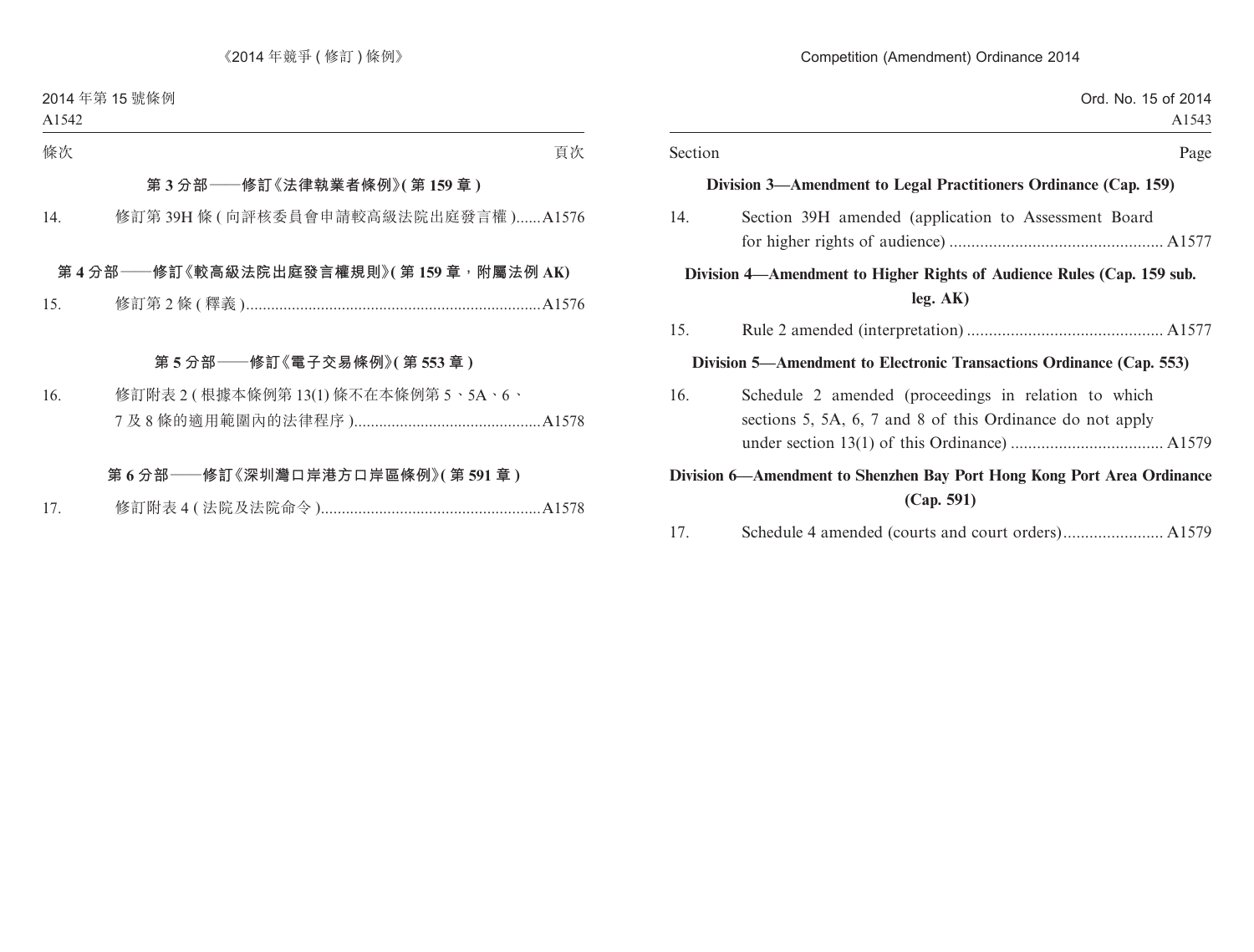| 條次 | | 頁次 |
|---|---|---|
| | **第 3 分部——修訂《法律執業者條例》(第 159 章)** | |
| 14. | 修訂第 39H 條 (向評核委員會申請較高級法院出庭發言權) | A1576 |
| | **第 4 分部——修訂《較高級法院出庭發言權規則》(第 159 章，附屬法例 AK)** | |
| 15. | 修訂第 2 條 (釋義) | A1576 |
| | **第 5 分部——修訂《電子交易條例》(第 553 章)** | |
| 16. | 修訂附表 2 (根據本條例第 13(1) 條不在本條例第 5、5A、6、7 及 8 條的適用範圍內的法律程序) | A1578 |
| | **第 6 分部——修訂《深圳灣口岸港方口岸區條例》(第 591 章)** | |
| 17. | 修訂附表 4 (法院及法院命令) | A1578 |

| Section | | Page |
|---|---|---|
| | **Division 3—Amendment to Legal Practitioners Ordinance (Cap. 159)** | |
| 14. | Section 39H amended (application to Assessment Board for higher rights of audience) | A1577 |
| | **Division 4—Amendment to Higher Rights of Audience Rules (Cap. 159 sub. leg. AK)** | |
| 15. | Rule 2 amended (interpretation) | A1577 |
| | **Division 5—Amendment to Electronic Transactions Ordinance (Cap. 553)** | |
| 16. | Schedule 2 amended (proceedings in relation to which sections 5, 5A, 6, 7 and 8 of this Ordinance do not apply under section 13(1) of this Ordinance) | A1579 |
| | **Division 6—Amendment to Shenzhen Bay Port Hong Kong Port Area Ordinance (Cap. 591)** | |
| 17. | Schedule 4 amended (courts and court orders) | A1579 |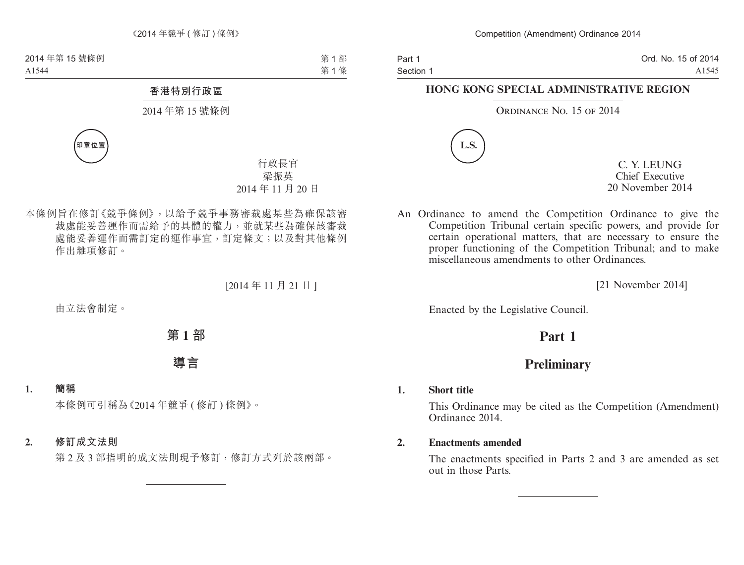香港特別行政區

2014 年第 15 號條例

印章位置

行政長官
梁振英
2014 年 11 月 20 日

本條例旨在修訂《競爭條例》，以給予競爭事務審裁處某些為確保該審裁處能妥善運作而需給予的具體的權力，並就某些為確保該審裁處能妥善運作而需訂定的運作事宜，訂定條文；以及對其他條例作出雜項修訂。

[2014 年 11 月 21 日]

由立法會制定。

# 第 1 部

# 導言

**1. 簡稱**

本條例可引稱為《2014 年競爭 (修訂) 條例》。

**2. 修訂成文法則**

第 2 及 3 部指明的成文法則現予修訂，修訂方式列於該兩部。

---

HONG KONG SPECIAL ADMINISTRATIVE REGION

ORDINANCE NO. 15 OF 2014

L.S.

C. Y. LEUNG
Chief Executive
20 November 2014

An Ordinance to amend the Competition Ordinance to give the Competition Tribunal certain specific powers, and provide for certain operational matters, that are necessary to ensure the proper functioning of the Competition Tribunal; and to make miscellaneous amendments to other Ordinances.

[21 November 2014]

Enacted by the Legislative Council.

# Part 1

# Preliminary

**1. Short title**

This Ordinance may be cited as the Competition (Amendment) Ordinance 2014.

**2. Enactments amended**

The enactments specified in Parts 2 and 3 are amended as set out in those Parts.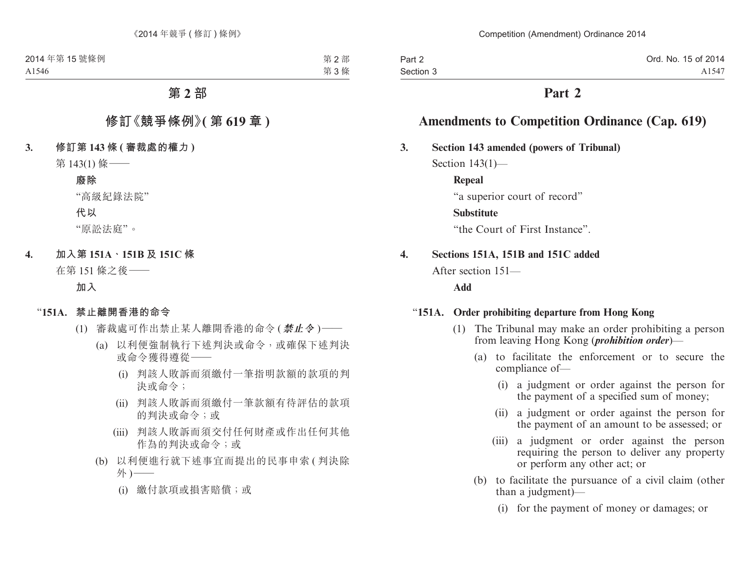# 第 2 部

## 修訂《競爭條例》(第 619 章)

**3. 修訂第 143 條 (審裁處的權力)**

第 143(1) 條——

**廢除**

“高級紀錄法院”

**代以**

“原訟法庭”。

**4. 加入第 151A、151B 及 151C 條**

在第 151 條之後——

**加入**

“**151A. 禁止離開香港的命令**

(1) 審裁處可作出禁止某人離開香港的命令 (***禁止令***)——

(a) 以利便強制執行下述判決或命令，或確保下述判決或命令獲得遵從——

(i) 判該人敗訴而須繳付一筆指明款額的款項的判決或命令；

(ii) 判該人敗訴而須繳付一筆款額有待評估的款項的判決或命令；或

(iii) 判該人敗訴而須交付任何財產或作出任何其他作為的判決或命令；或

(b) 以利便進行就下述事宜而提出的民事申索 (判決除外)——

(i) 繳付款項或損害賠償；或

# Part 2

## Amendments to Competition Ordinance (Cap. 619)

**3. Section 143 amended (powers of Tribunal)**

Section 143(1)—

**Repeal**

“a superior court of record”

**Substitute**

“the Court of First Instance”.

**4. Sections 151A, 151B and 151C added**

After section 151—

**Add**

“**151A. Order prohibiting departure from Hong Kong**

(1) The Tribunal may make an order prohibiting a person from leaving Hong Kong (***prohibition order***)—

(a) to facilitate the enforcement or to secure the compliance of—

(i) a judgment or order against the person for the payment of a specified sum of money;

(ii) a judgment or order against the person for the payment of an amount to be assessed; or

(iii) a judgment or order against the person requiring the person to deliver any property or perform any other act; or

(b) to facilitate the pursuance of a civil claim (other than a judgment)—

(i) for the payment of money or damages; or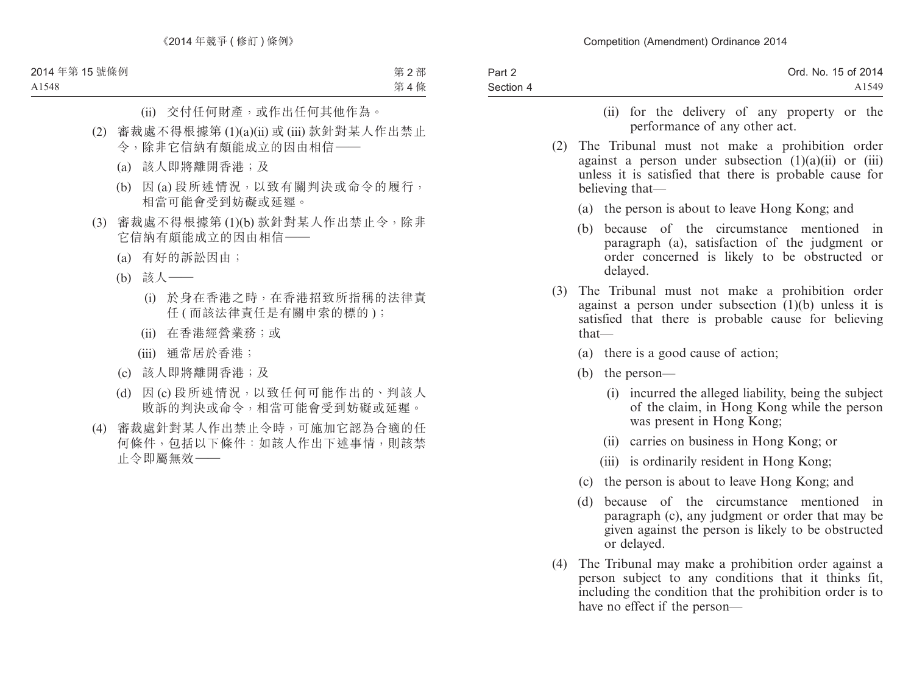(ii) 交付任何財產，或作出任何其他作為。

(2) 審裁處不得根據第 (1)(a)(ii) 或 (iii) 款針對某人作出禁止令，除非它信納有頗能成立的因由相信——

(a) 該人即將離開香港；及

(b) 因 (a) 段所述情況，以致有關判決或命令的履行，相當可能會受到妨礙或延遲。

(3) 審裁處不得根據第 (1)(b) 款針對某人作出禁止令，除非它信納有頗能成立的因由相信——

(a) 有好的訴訟因由；

(b) 該人——

(i) 於身在香港之時，在香港招致所指稱的法律責任 (而該法律責任是有關申索的標的)；

(ii) 在香港經營業務；或

(iii) 通常居於香港；

(c) 該人即將離開香港；及

(d) 因 (c) 段所述情況，以致任何可能作出的、判該人敗訴的判決或命令，相當可能會受到妨礙或延遲。

(4) 審裁處針對某人作出禁止令時，可施加它認為合適的任何條件，包括以下條件：如該人作出下述事情，則該禁止令即屬無效——

(ii) for the delivery of any property or the performance of any other act.

(2) The Tribunal must not make a prohibition order against a person under subsection (1)(a)(ii) or (iii) unless it is satisfied that there is probable cause for believing that—

(a) the person is about to leave Hong Kong; and

(b) because of the circumstance mentioned in paragraph (a), satisfaction of the judgment or order concerned is likely to be obstructed or delayed.

(3) The Tribunal must not make a prohibition order against a person under subsection (1)(b) unless it is satisfied that there is probable cause for believing that—

(a) there is a good cause of action;

(b) the person—

(i) incurred the alleged liability, being the subject of the claim, in Hong Kong while the person was present in Hong Kong;

(ii) carries on business in Hong Kong; or

(iii) is ordinarily resident in Hong Kong;

(c) the person is about to leave Hong Kong; and

(d) because of the circumstance mentioned in paragraph (c), any judgment or order that may be given against the person is likely to be obstructed or delayed.

(4) The Tribunal may make a prohibition order against a person subject to any conditions that it thinks fit, including the condition that the prohibition order is to have no effect if the person—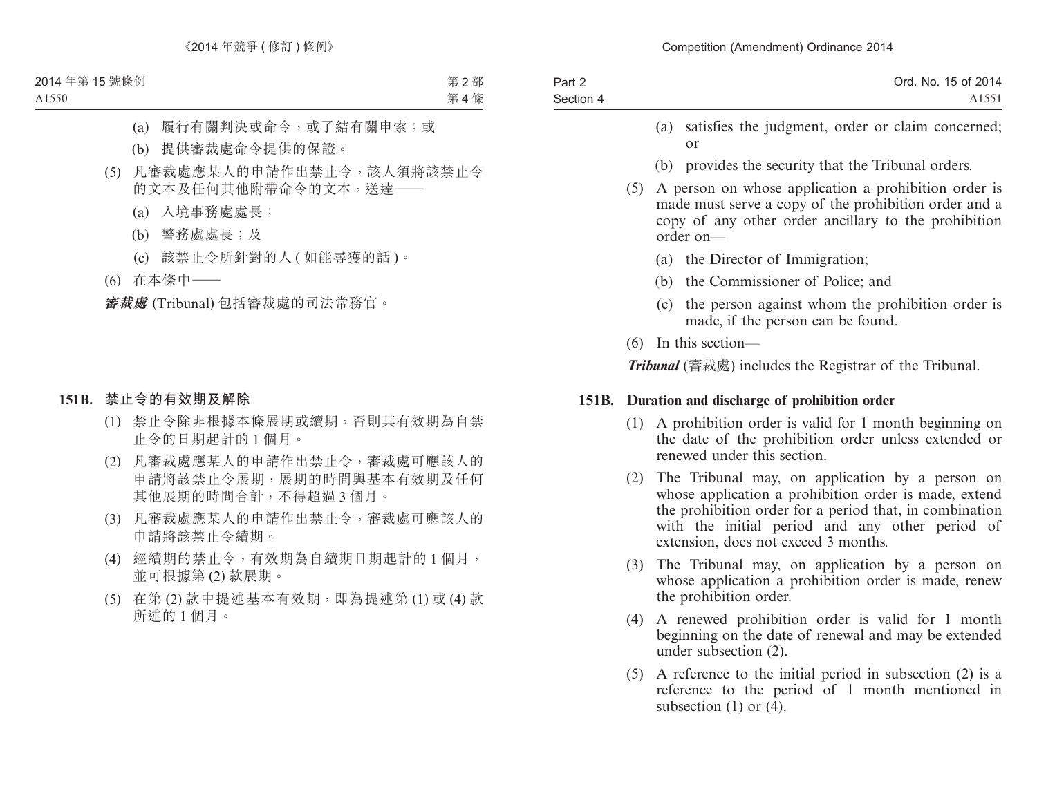(a) 履行有關判決或命令，或了結有關申索；或

(b) 提供審裁處命令提供的保證。

(5) 凡審裁處應某人的申請作出禁止令，該人須將該禁止令的文本及任何其他附帶命令的文本，送達——

(a) 入境事務處處長；

(b) 警務處處長；及

(c) 該禁止令所針對的人 ( 如能尋獲的話 )。

(6) 在本條中——

***審裁處*** (Tribunal) 包括審裁處的司法常務官。

**151B. 禁止令的有效期及解除**

(1) 禁止令除非根據本條展期或續期，否則其有效期為自禁止令的日期起計的 1 個月。

(2) 凡審裁處應某人的申請作出禁止令，審裁處可應該人的申請將該禁止令展期，展期的時間與基本有效期及任何其他展期的時間合計，不得超過 3 個月。

(3) 凡審裁處應某人的申請作出禁止令，審裁處可應該人的申請將該禁止令續期。

(4) 經續期的禁止令，有效期為自續期日期起計的 1 個月，並可根據第 (2) 款展期。

(5) 在第 (2) 款中提述基本有效期，即為提述第 (1) 或 (4) 款所述的 1 個月。

(a) satisfies the judgment, order or claim concerned; or

(b) provides the security that the Tribunal orders.

(5) A person on whose application a prohibition order is made must serve a copy of the prohibition order and a copy of any other order ancillary to the prohibition order on—

(a) the Director of Immigration;

(b) the Commissioner of Police; and

(c) the person against whom the prohibition order is made, if the person can be found.

(6) In this section—

***Tribunal*** (審裁處) includes the Registrar of the Tribunal.

**151B. Duration and discharge of prohibition order**

(1) A prohibition order is valid for 1 month beginning on the date of the prohibition order unless extended or renewed under this section.

(2) The Tribunal may, on application by a person on whose application a prohibition order is made, extend the prohibition order for a period that, in combination with the initial period and any other period of extension, does not exceed 3 months.

(3) The Tribunal may, on application by a person on whose application a prohibition order is made, renew the prohibition order.

(4) A renewed prohibition order is valid for 1 month beginning on the date of renewal and may be extended under subsection (2).

(5) A reference to the initial period in subsection (2) is a reference to the period of 1 month mentioned in subsection (1) or (4).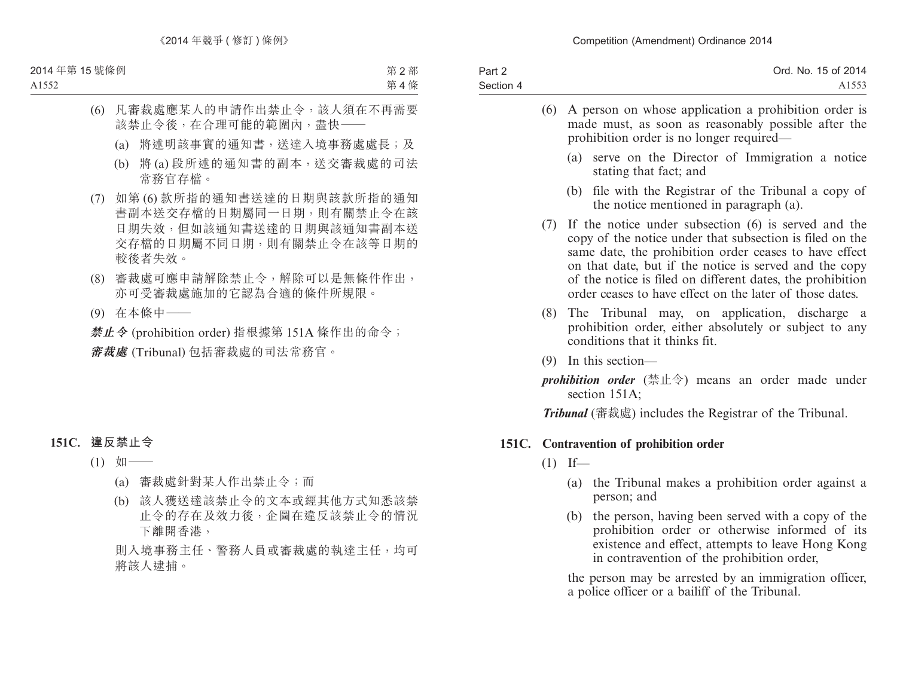(6) 凡審裁處應某人的申請作出禁止令，該人須在不再需要該禁止令後，在合理可能的範圍內，盡快——

(a) 將述明該事實的通知書，送達入境事務處處長；及

(b) 將 (a) 段所述的通知書的副本，送交審裁處的司法常務官存檔。

(7) 如第 (6) 款所指的通知書送達的日期與該款所指的通知書副本送交存檔的日期屬同一日期，則有關禁止令在該日期失效，但如該通知書送達的日期與該通知書副本送交存檔的日期屬不同日期，則有關禁止令在該等日期的較後者失效。

(8) 審裁處可應申請解除禁止令，解除可以是無條件作出，亦可受審裁處施加的它認為合適的條件所規限。

(9) 在本條中——

***禁止令*** (prohibition order) 指根據第 151A 條作出的命令；

***審裁處*** (Tribunal) 包括審裁處的司法常務官。

### 151C. 違反禁止令

(1) 如——

(a) 審裁處針對某人作出禁止令；而

(b) 該人獲送達該禁止令的文本或經其他方式知悉該禁止令的存在及效力後，企圖在違反該禁止令的情況下離開香港，

則入境事務主任、警務人員或審裁處的執達主任，均可將該人逮捕。

(6) A person on whose application a prohibition order is made must, as soon as reasonably possible after the prohibition order is no longer required—

(a) serve on the Director of Immigration a notice stating that fact; and

(b) file with the Registrar of the Tribunal a copy of the notice mentioned in paragraph (a).

(7) If the notice under subsection (6) is served and the copy of the notice under that subsection is filed on the same date, the prohibition order ceases to have effect on that date, but if the notice is served and the copy of the notice is filed on different dates, the prohibition order ceases to have effect on the later of those dates.

(8) The Tribunal may, on application, discharge a prohibition order, either absolutely or subject to any conditions that it thinks fit.

(9) In this section—

***prohibition order*** (禁止令) means an order made under section 151A;

***Tribunal*** (審裁處) includes the Registrar of the Tribunal.

### 151C. Contravention of prohibition order

(1) If—

(a) the Tribunal makes a prohibition order against a person; and

(b) the person, having been served with a copy of the prohibition order or otherwise informed of its existence and effect, attempts to leave Hong Kong in contravention of the prohibition order,

the person may be arrested by an immigration officer, a police officer or a bailiff of the Tribunal.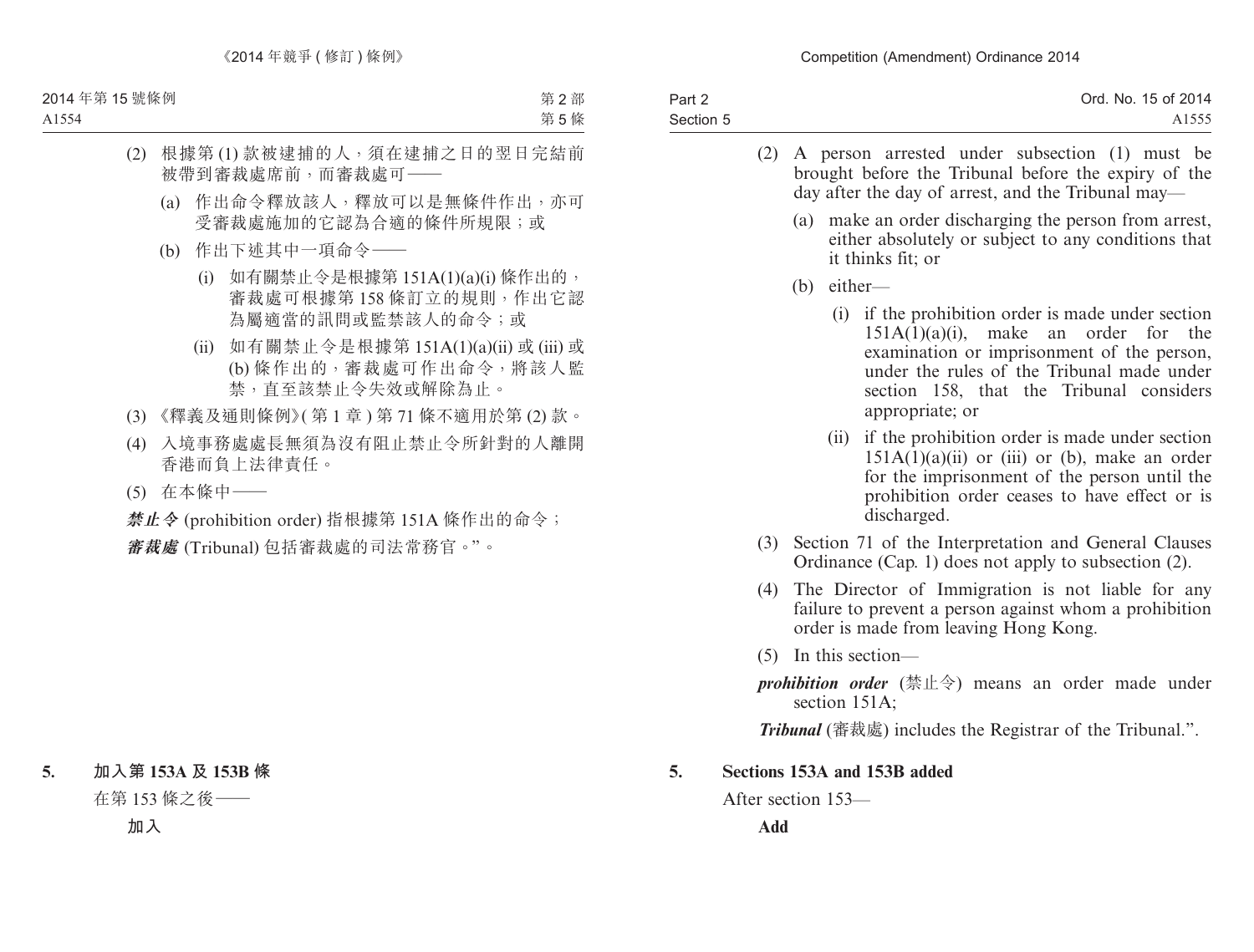(2) 根據第 (1) 款被逮捕的人，須在逮捕之日的翌日完結前被帶到審裁處席前，而審裁處可——

(a) 作出命令釋放該人，釋放可以是無條件作出，亦可受審裁處施加的它認為合適的條件所規限；或

(b) 作出下述其中一項命令——

(i) 如有關禁止令是根據第 151A(1)(a)(i) 條作出的，審裁處可根據第 158 條訂立的規則，作出它認為屬適當的訊問或監禁該人的命令；或

(ii) 如有關禁止令是根據第 151A(1)(a)(ii) 或 (iii) 或 (b) 條作出的，審裁處可作出命令，將該人監禁，直至該禁止令失效或解除為止。

(3) 《釋義及通則條例》(第 1 章) 第 71 條不適用於第 (2) 款。

(4) 入境事務處處長無須為沒有阻止禁止令所針對的人離開香港而負上法律責任。

(5) 在本條中——

***禁止令*** (prohibition order) 指根據第 151A 條作出的命令；

***審裁處*** (Tribunal) 包括審裁處的司法常務官。”。

**5. 加入第 153A 及 153B 條**

在第 153 條之後——

**加入**

(2) A person arrested under subsection (1) must be brought before the Tribunal before the expiry of the day after the day of arrest, and the Tribunal may—

(a) make an order discharging the person from arrest, either absolutely or subject to any conditions that it thinks fit; or

(b) either—

(i) if the prohibition order is made under section 151A(1)(a)(i), make an order for the examination or imprisonment of the person, under the rules of the Tribunal made under section 158, that the Tribunal considers appropriate; or

(ii) if the prohibition order is made under section 151A(1)(a)(ii) or (iii) or (b), make an order for the imprisonment of the person until the prohibition order ceases to have effect or is discharged.

(3) Section 71 of the Interpretation and General Clauses Ordinance (Cap. 1) does not apply to subsection (2).

(4) The Director of Immigration is not liable for any failure to prevent a person against whom a prohibition order is made from leaving Hong Kong.

(5) In this section—

***prohibition order*** (禁止令) means an order made under section 151A;

***Tribunal*** (審裁處) includes the Registrar of the Tribunal.”.

**5. Sections 153A and 153B added**

After section 153—

**Add**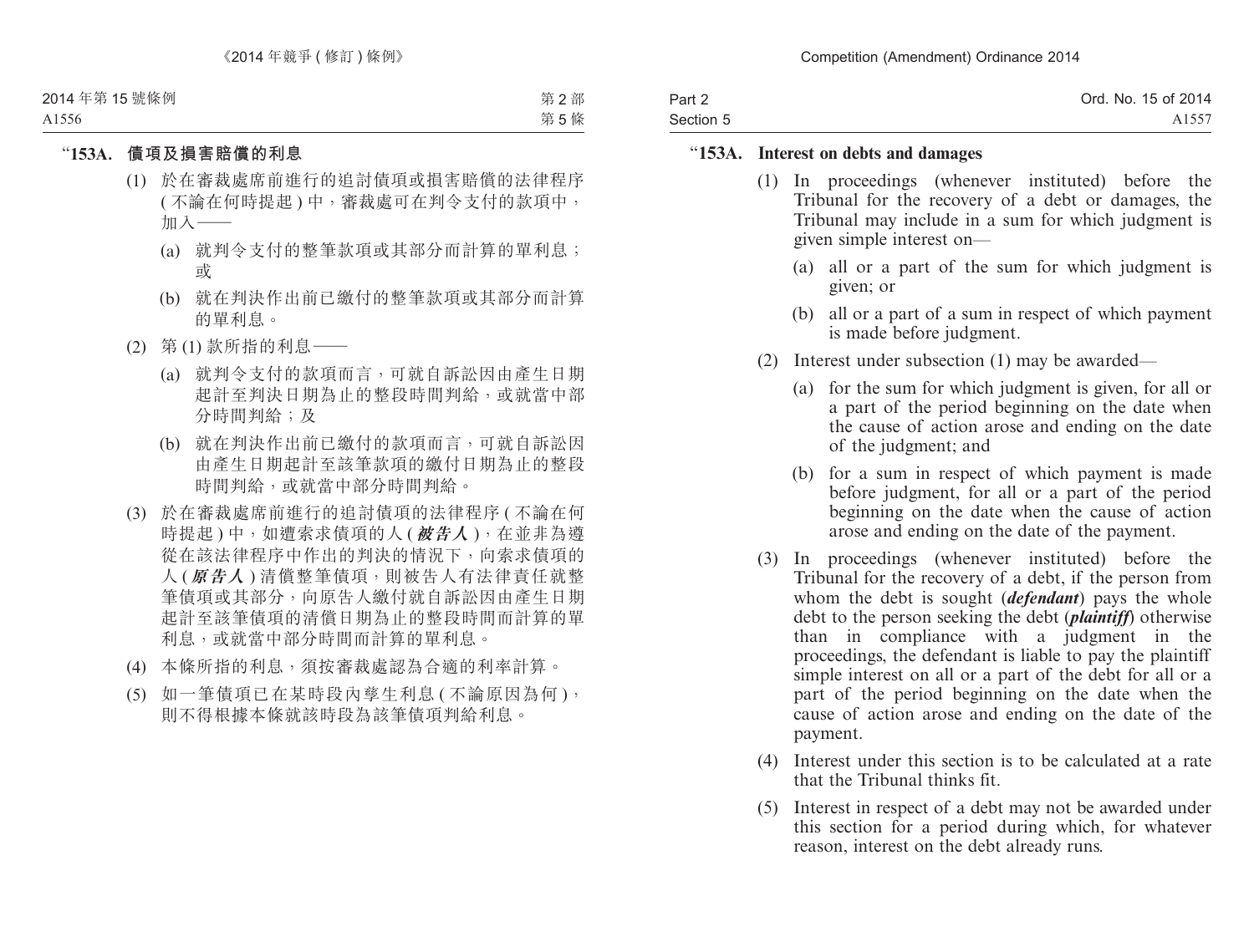“**153A. 債項及損害賠償的利息**

(1) 於在審裁處席前進行的追討債項或損害賠償的法律程序 (不論在何時提起) 中，審裁處可在判令支付的款項中，加入——

(a) 就判令支付的整筆款項或其部分而計算的單利息；或

(b) 就在判決作出前已繳付的整筆款項或其部分而計算的單利息。

(2) 第 (1) 款所指的利息——

(a) 就判令支付的款項而言，可就自訴訟因由產生日期起計至判決日期為止的整段時間判給，或就當中部分時間判給；及

(b) 就在判決作出前已繳付的款項而言，可就自訴訟因由產生日期起計至該筆款項的繳付日期為止的整段時間判給，或就當中部分時間判給。

(3) 於在審裁處席前進行的追討債項的法律程序 (不論在何時提起) 中，如遭索求債項的人 (***被告人***)，在並非為遵從在該法律程序中作出的判決的情況下，向索求債項的人 (***原告人***) 清償整筆債項，則被告人有法律責任就整筆債項或其部分，向原告人繳付就自訴訟因由產生日期起計至該筆債項的清償日期為止的整段時間而計算的單利息，或就當中部分時間而計算的單利息。

(4) 本條所指的利息，須按審裁處認為合適的利率計算。

(5) 如一筆債項已在某時段內孳生利息 (不論原因為何)，則不得根據本條就該時段為該筆債項判給利息。

“**153A. Interest on debts and damages**

(1) In proceedings (whenever instituted) before the Tribunal for the recovery of a debt or damages, the Tribunal may include in a sum for which judgment is given simple interest on—

(a) all or a part of the sum for which judgment is given; or

(b) all or a part of a sum in respect of which payment is made before judgment.

(2) Interest under subsection (1) may be awarded—

(a) for the sum for which judgment is given, for all or a part of the period beginning on the date when the cause of action arose and ending on the date of the judgment; and

(b) for a sum in respect of which payment is made before judgment, for all or a part of the period beginning on the date when the cause of action arose and ending on the date of the payment.

(3) In proceedings (whenever instituted) before the Tribunal for the recovery of a debt, if the person from whom the debt is sought (***defendant***) pays the whole debt to the person seeking the debt (***plaintiff***) otherwise than in compliance with a judgment in the proceedings, the defendant is liable to pay the plaintiff simple interest on all or a part of the debt for all or a part of the period beginning on the date when the cause of action arose and ending on the date of the payment.

(4) Interest under this section is to be calculated at a rate that the Tribunal thinks fit.

(5) Interest in respect of a debt may not be awarded under this section for a period during which, for whatever reason, interest on the debt already runs.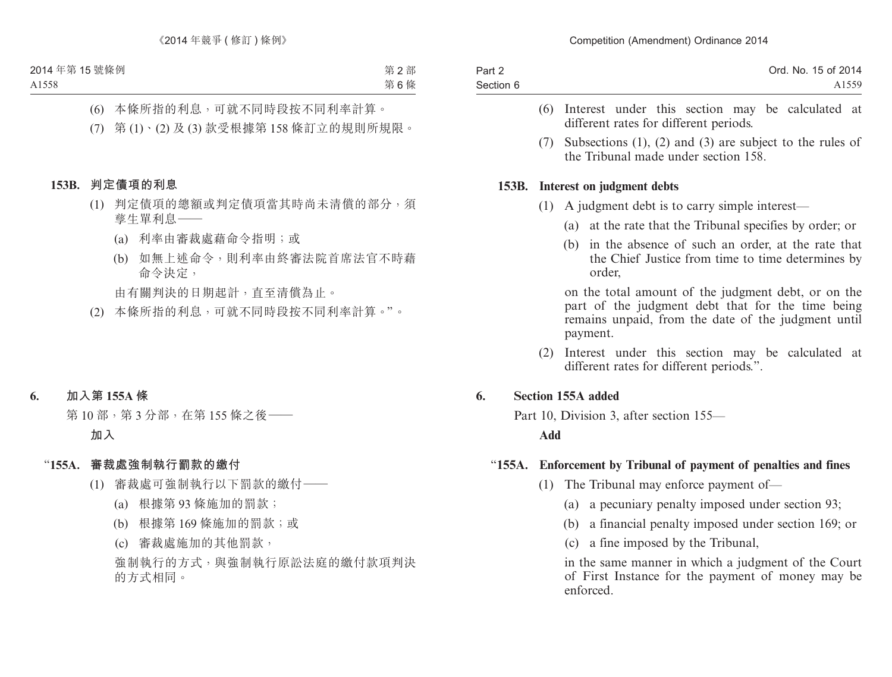(6) 本條所指的利息，可就不同時段按不同利率計算。

(7) 第 (1)、(2) 及 (3) 款受根據第 158 條訂立的規則所規限。

**153B. 判定債項的利息**

(1) 判定債項的總額或判定債項當其時尚未清償的部分，須孳生單利息——

(a) 利率由審裁處藉命令指明；或

(b) 如無上述命令，則利率由終審法院首席法官不時藉命令決定，

由有關判決的日期起計，直至清償為止。

(2) 本條所指的利息，可就不同時段按不同利率計算。”。

## 6. 加入第 155A 條

第 10 部，第 3 分部，在第 155 條之後——

**加入**

“**155A. 審裁處強制執行罰款的繳付**

(1) 審裁處可強制執行以下罰款的繳付——

(a) 根據第 93 條施加的罰款；

(b) 根據第 169 條施加的罰款；或

(c) 審裁處施加的其他罰款，

強制執行的方式，與強制執行原訟法庭的繳付款項判決的方式相同。

---

(6) Interest under this section may be calculated at different rates for different periods.

(7) Subsections (1), (2) and (3) are subject to the rules of the Tribunal made under section 158.

**153B. Interest on judgment debts**

(1) A judgment debt is to carry simple interest—

(a) at the rate that the Tribunal specifies by order; or

(b) in the absence of such an order, at the rate that the Chief Justice from time to time determines by order,

on the total amount of the judgment debt, or on the part of the judgment debt that for the time being remains unpaid, from the date of the judgment until payment.

(2) Interest under this section may be calculated at different rates for different periods.”.

## 6. Section 155A added

Part 10, Division 3, after section 155—

**Add**

“**155A. Enforcement by Tribunal of payment of penalties and fines**

(1) The Tribunal may enforce payment of—

(a) a pecuniary penalty imposed under section 93;

(b) a financial penalty imposed under section 169; or

(c) a fine imposed by the Tribunal,

in the same manner in which a judgment of the Court of First Instance for the payment of money may be enforced.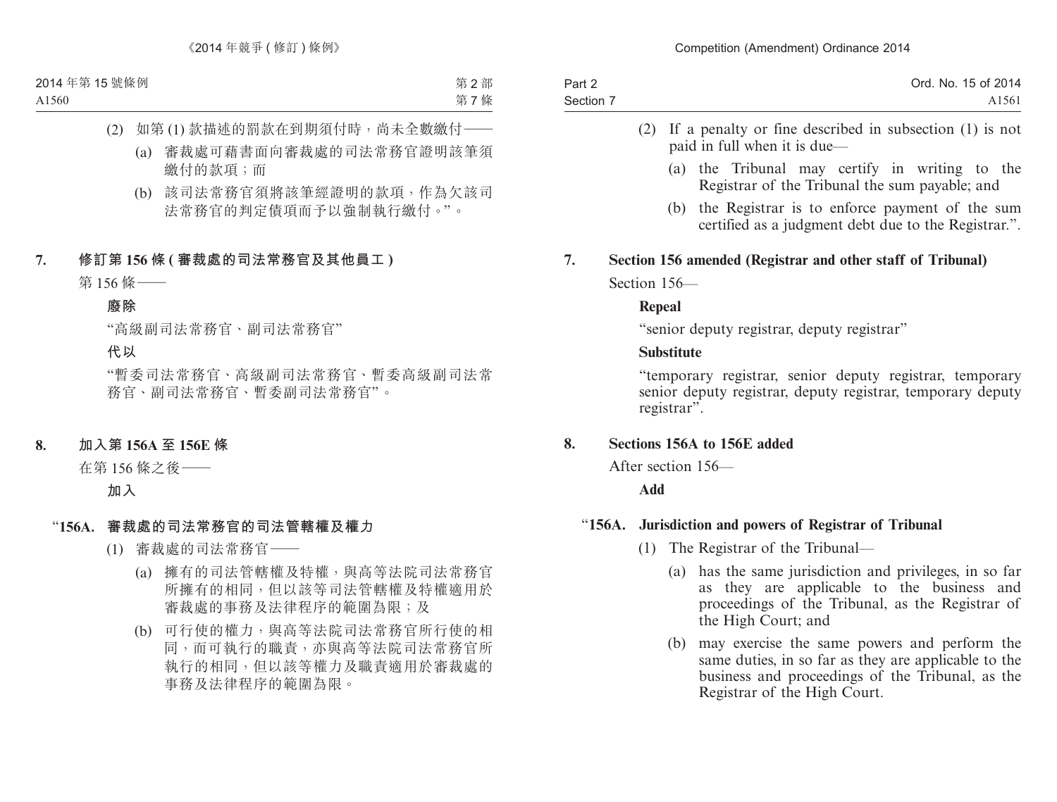(2) 如第 (1) 款描述的罰款在到期須付時，尚未全數繳付——

(a) 審裁處可藉書面向審裁處的司法常務官證明該筆須繳付的款項；而

(b) 該司法常務官須將該筆經證明的款項，作為欠該司法常務官的判定債項而予以強制執行繳付。”。

**7. 修訂第 156 條 (審裁處的司法常務官及其他員工)**

第 156 條——

**廢除**

“高級副司法常務官、副司法常務官”

**代以**

“暫委司法常務官、高級副司法常務官、暫委高級副司法常務官、副司法常務官、暫委副司法常務官”。

**8. 加入第 156A 至 156E 條**

在第 156 條之後——

**加入**

**“156A. 審裁處的司法常務官的司法管轄權及權力**

(1) 審裁處的司法常務官——

(a) 擁有的司法管轄權及特權，與高等法院司法常務官所擁有的相同，但以該等司法管轄權及特權適用於審裁處的事務及法律程序的範圍為限；及

(b) 可行使的權力，與高等法院司法常務官所行使的相同，而可執行的職責，亦與高等法院司法常務官所執行的相同，但以該等權力及職責適用於審裁處的事務及法律程序的範圍為限。

(2) If a penalty or fine described in subsection (1) is not paid in full when it is due—

(a) the Tribunal may certify in writing to the Registrar of the Tribunal the sum payable; and

(b) the Registrar is to enforce payment of the sum certified as a judgment debt due to the Registrar.”.

**7. Section 156 amended (Registrar and other staff of Tribunal)**

Section 156—

**Repeal**

“senior deputy registrar, deputy registrar”

**Substitute**

“temporary registrar, senior deputy registrar, temporary senior deputy registrar, deputy registrar, temporary deputy registrar”.

**8. Sections 156A to 156E added**

After section 156—

**Add**

**“156A. Jurisdiction and powers of Registrar of Tribunal**

(1) The Registrar of the Tribunal—

(a) has the same jurisdiction and privileges, in so far as they are applicable to the business and proceedings of the Tribunal, as the Registrar of the High Court; and

(b) may exercise the same powers and perform the same duties, in so far as they are applicable to the business and proceedings of the Tribunal, as the Registrar of the High Court.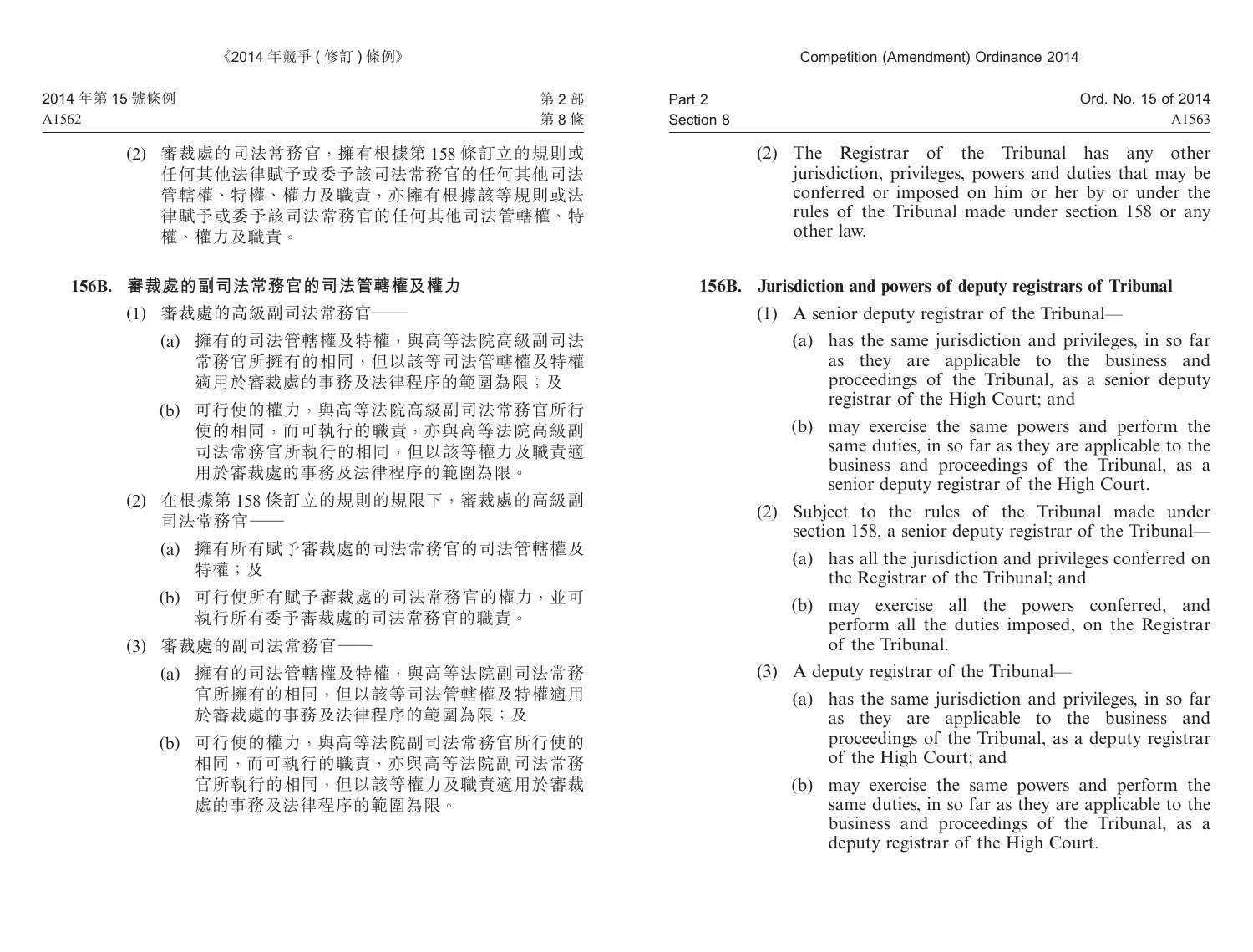(2) 審裁處的司法常務官，擁有根據第 158 條訂立的規則或任何其他法律賦予或委予該司法常務官的任何其他司法管轄權、特權、權力及職責，亦擁有根據該等規則或法律賦予或委予該司法常務官的任何其他司法管轄權、特權、權力及職責。

### 156B. 審裁處的副司法常務官的司法管轄權及權力

(1) 審裁處的高級副司法常務官——

(a) 擁有的司法管轄權及特權，與高等法院高級副司法常務官所擁有的相同，但以該等司法管轄權及特權適用於審裁處的事務及法律程序的範圍為限；及

(b) 可行使的權力，與高等法院高級副司法常務官所行使的相同，而可執行的職責，亦與高等法院高級副司法常務官所執行的相同，但以該等權力及職責適用於審裁處的事務及法律程序的範圍為限。

(2) 在根據第 158 條訂立的規則的規限下，審裁處的高級副司法常務官——

(a) 擁有所有賦予審裁處的司法常務官的司法管轄權及特權；及

(b) 可行使所有賦予審裁處的司法常務官的權力，並可執行所有委予審裁處的司法常務官的職責。

(3) 審裁處的副司法常務官——

(a) 擁有的司法管轄權及特權，與高等法院副司法常務官所擁有的相同，但以該等司法管轄權及特權適用於審裁處的事務及法律程序的範圍為限；及

(b) 可行使的權力，與高等法院副司法常務官所行使的相同，而可執行的職責，亦與高等法院副司法常務官所執行的相同，但以該等權力及職責適用於審裁處的事務及法律程序的範圍為限。

(2) The Registrar of the Tribunal has any other jurisdiction, privileges, powers and duties that may be conferred or imposed on him or her by or under the rules of the Tribunal made under section 158 or any other law.

### 156B. Jurisdiction and powers of deputy registrars of Tribunal

(1) A senior deputy registrar of the Tribunal—

(a) has the same jurisdiction and privileges, in so far as they are applicable to the business and proceedings of the Tribunal, as a senior deputy registrar of the High Court; and

(b) may exercise the same powers and perform the same duties, in so far as they are applicable to the business and proceedings of the Tribunal, as a senior deputy registrar of the High Court.

(2) Subject to the rules of the Tribunal made under section 158, a senior deputy registrar of the Tribunal—

(a) has all the jurisdiction and privileges conferred on the Registrar of the Tribunal; and

(b) may exercise all the powers conferred, and perform all the duties imposed, on the Registrar of the Tribunal.

(3) A deputy registrar of the Tribunal—

(a) has the same jurisdiction and privileges, in so far as they are applicable to the business and proceedings of the Tribunal, as a deputy registrar of the High Court; and

(b) may exercise the same powers and perform the same duties, in so far as they are applicable to the business and proceedings of the Tribunal, as a deputy registrar of the High Court.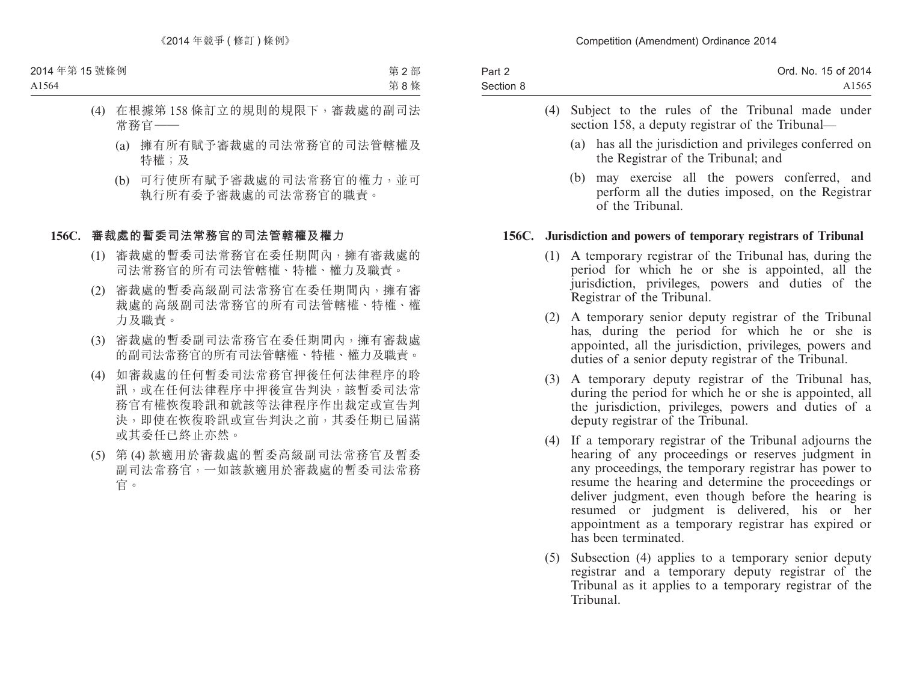(4) 在根據第 158 條訂立的規則的規限下，審裁處的副司法常務官——

(a) 擁有所有賦予審裁處的司法常務官的司法管轄權及特權；及

(b) 可行使所有賦予審裁處的司法常務官的權力，並可執行所有委予審裁處的司法常務官的職責。

**156C. 審裁處的暫委司法常務官的司法管轄權及權力**

(1) 審裁處的暫委司法常務官在委任期間內，擁有審裁處的司法常務官的所有司法管轄權、特權、權力及職責。

(2) 審裁處的暫委高級副司法常務官在委任期間內，擁有審裁處的高級副司法常務官的所有司法管轄權、特權、權力及職責。

(3) 審裁處的暫委副司法常務官在委任期間內，擁有審裁處的副司法常務官的所有司法管轄權、特權、權力及職責。

(4) 如審裁處的任何暫委司法常務官押後任何法律程序的聆訊，或在任何法律程序中押後宣告判決，該暫委司法常務官有權恢復聆訊和就該等法律程序作出裁定或宣告判決，即使在恢復聆訊或宣告判決之前，其委任期已屆滿或其委任已終止亦然。

(5) 第 (4) 款適用於審裁處的暫委高級副司法常務官及暫委副司法常務官，一如該款適用於審裁處的暫委司法常務官。

(4) Subject to the rules of the Tribunal made under section 158, a deputy registrar of the Tribunal—

(a) has all the jurisdiction and privileges conferred on the Registrar of the Tribunal; and

(b) may exercise all the powers conferred, and perform all the duties imposed, on the Registrar of the Tribunal.

**156C. Jurisdiction and powers of temporary registrars of Tribunal**

(1) A temporary registrar of the Tribunal has, during the period for which he or she is appointed, all the jurisdiction, privileges, powers and duties of the Registrar of the Tribunal.

(2) A temporary senior deputy registrar of the Tribunal has, during the period for which he or she is appointed, all the jurisdiction, privileges, powers and duties of a senior deputy registrar of the Tribunal.

(3) A temporary deputy registrar of the Tribunal has, during the period for which he or she is appointed, all the jurisdiction, privileges, powers and duties of a deputy registrar of the Tribunal.

(4) If a temporary registrar of the Tribunal adjourns the hearing of any proceedings or reserves judgment in any proceedings, the temporary registrar has power to resume the hearing and determine the proceedings or deliver judgment, even though before the hearing is resumed or judgment is delivered, his or her appointment as a temporary registrar has expired or has been terminated.

(5) Subsection (4) applies to a temporary senior deputy registrar and a temporary deputy registrar of the Tribunal as it applies to a temporary registrar of the Tribunal.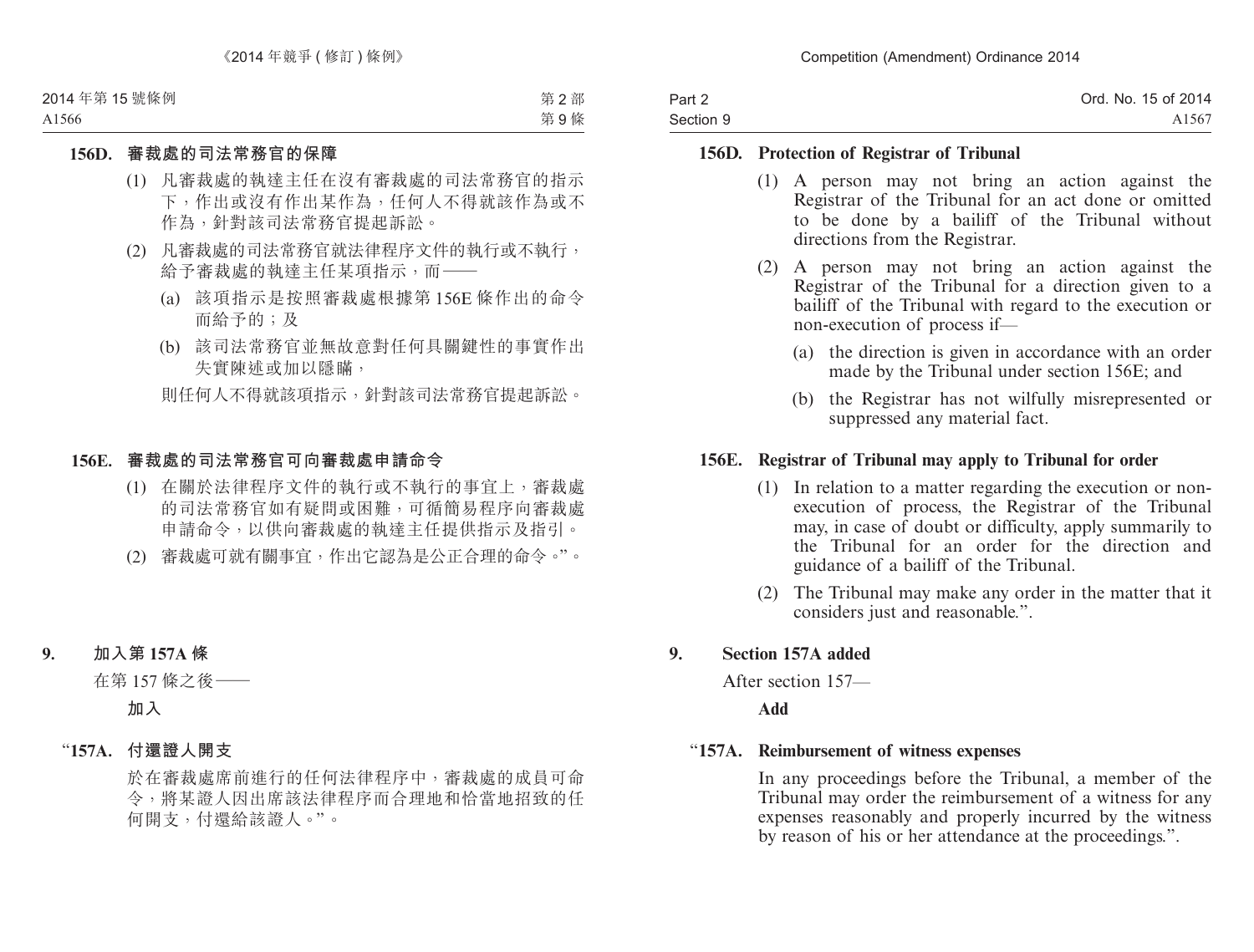**156D. 審裁處的司法常務官的保障**

(1) 凡審裁處的執達主任在沒有審裁處的司法常務官的指示下，作出或沒有作出某作為，任何人不得就該作為或不作為，針對該司法常務官提起訴訟。

(2) 凡審裁處的司法常務官就法律程序文件的執行或不執行，給予審裁處的執達主任某項指示，而——

(a) 該項指示是按照審裁處根據第 156E 條作出的命令而給予的；及

(b) 該司法常務官並無故意對任何具關鍵性的事實作出失實陳述或加以隱瞞，

則任何人不得就該項指示，針對該司法常務官提起訴訟。

**156E. 審裁處的司法常務官可向審裁處申請命令**

(1) 在關於法律程序文件的執行或不執行的事宜上，審裁處的司法常務官如有疑問或困難，可循簡易程序向審裁處申請命令，以供向審裁處的執達主任提供指示及指引。

(2) 審裁處可就有關事宜，作出它認為是公正合理的命令。”。

**9. 加入第 157A 條**

在第 157 條之後——

**加入**

“**157A. 付還證人開支**

於在審裁處席前進行的任何法律程序中，審裁處的成員可命令，將某證人因出席該法律程序而合理地和恰當地招致的任何開支，付還給該證人。”。

**156D. Protection of Registrar of Tribunal**

(1) A person may not bring an action against the Registrar of the Tribunal for an act done or omitted to be done by a bailiff of the Tribunal without directions from the Registrar.

(2) A person may not bring an action against the Registrar of the Tribunal for a direction given to a bailiff of the Tribunal with regard to the execution or non-execution of process if—

(a) the direction is given in accordance with an order made by the Tribunal under section 156E; and

(b) the Registrar has not wilfully misrepresented or suppressed any material fact.

**156E. Registrar of Tribunal may apply to Tribunal for order**

(1) In relation to a matter regarding the execution or non-execution of process, the Registrar of the Tribunal may, in case of doubt or difficulty, apply summarily to the Tribunal for an order for the direction and guidance of a bailiff of the Tribunal.

(2) The Tribunal may make any order in the matter that it considers just and reasonable.”.

**9. Section 157A added**

After section 157—

**Add**

“**157A. Reimbursement of witness expenses**

In any proceedings before the Tribunal, a member of the Tribunal may order the reimbursement of a witness for any expenses reasonably and properly incurred by the witness by reason of his or her attendance at the proceedings.”.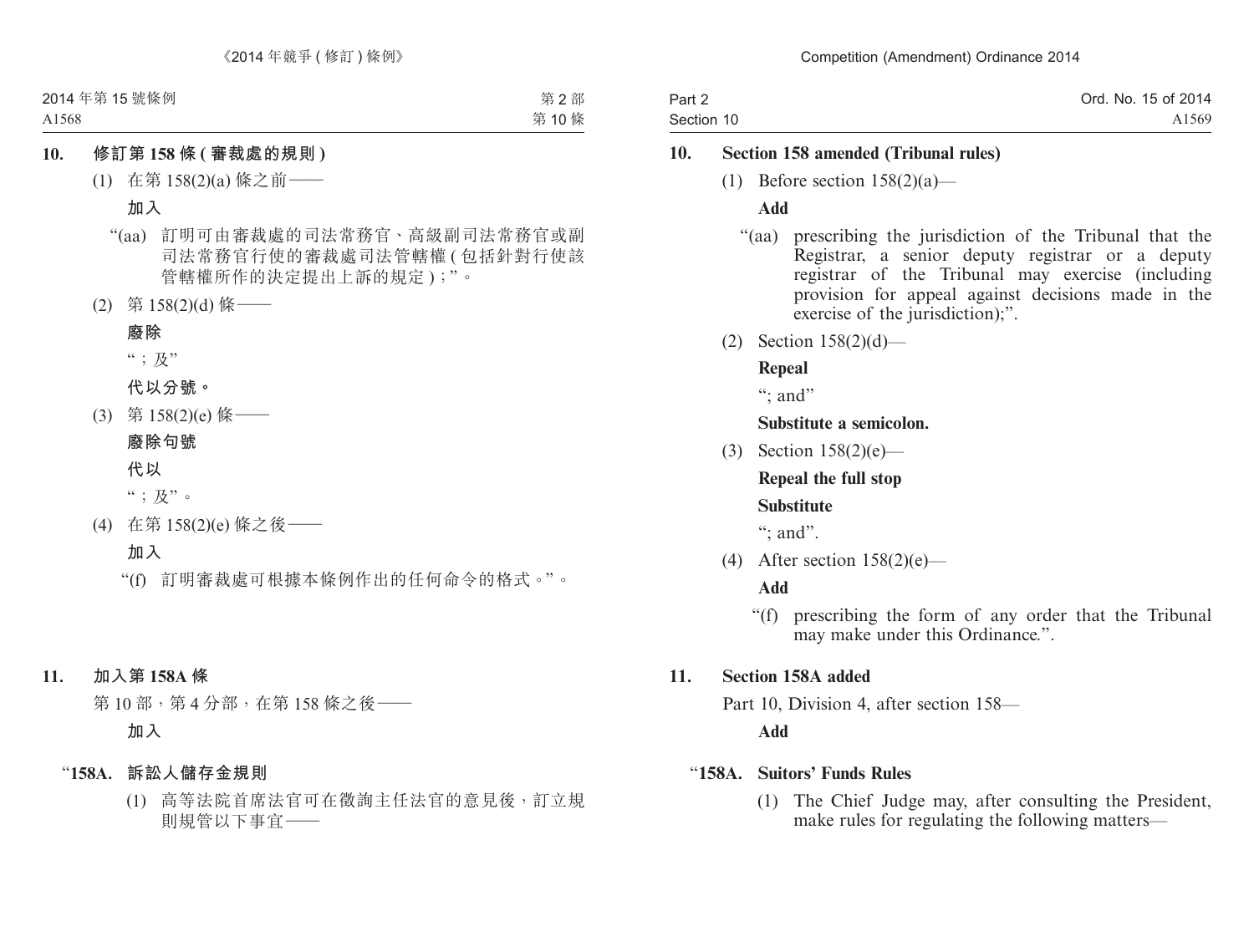**10. 修訂第 158 條 (審裁處的規則)**

(1) 在第 158(2)(a) 條之前——

**加入**

"(aa) 訂明可由審裁處的司法常務官、高級副司法常務官或副司法常務官行使的審裁處司法管轄權 (包括針對行使該管轄權所作的決定提出上訴的規定)；"。

(2) 第 158(2)(d) 條——

**廢除**

"；及"

**代以分號。**

(3) 第 158(2)(e) 條——

**廢除句號**

**代以**

"；及"。

(4) 在第 158(2)(e) 條之後——

**加入**

"(f) 訂明審裁處可根據本條例作出的任何命令的格式。"。

**11. 加入第 158A 條**

第 10 部，第 4 分部，在第 158 條之後——

**加入**

"**158A. 訴訟人儲存金規則**

(1) 高等法院首席法官可在徵詢主任法官的意見後，訂立規則規管以下事宜——

**10. Section 158 amended (Tribunal rules)**

(1) Before section 158(2)(a)—

**Add**

"(aa) prescribing the jurisdiction of the Tribunal that the Registrar, a senior deputy registrar or a deputy registrar of the Tribunal may exercise (including provision for appeal against decisions made in the exercise of the jurisdiction);".

(2) Section 158(2)(d)—

**Repeal**

"; and"

**Substitute a semicolon.**

(3) Section 158(2)(e)—

**Repeal the full stop**

**Substitute**

"; and".

(4) After section 158(2)(e)—

**Add**

"(f) prescribing the form of any order that the Tribunal may make under this Ordinance.".

**11. Section 158A added**

Part 10, Division 4, after section 158—

**Add**

"**158A. Suitors' Funds Rules**

(1) The Chief Judge may, after consulting the President, make rules for regulating the following matters—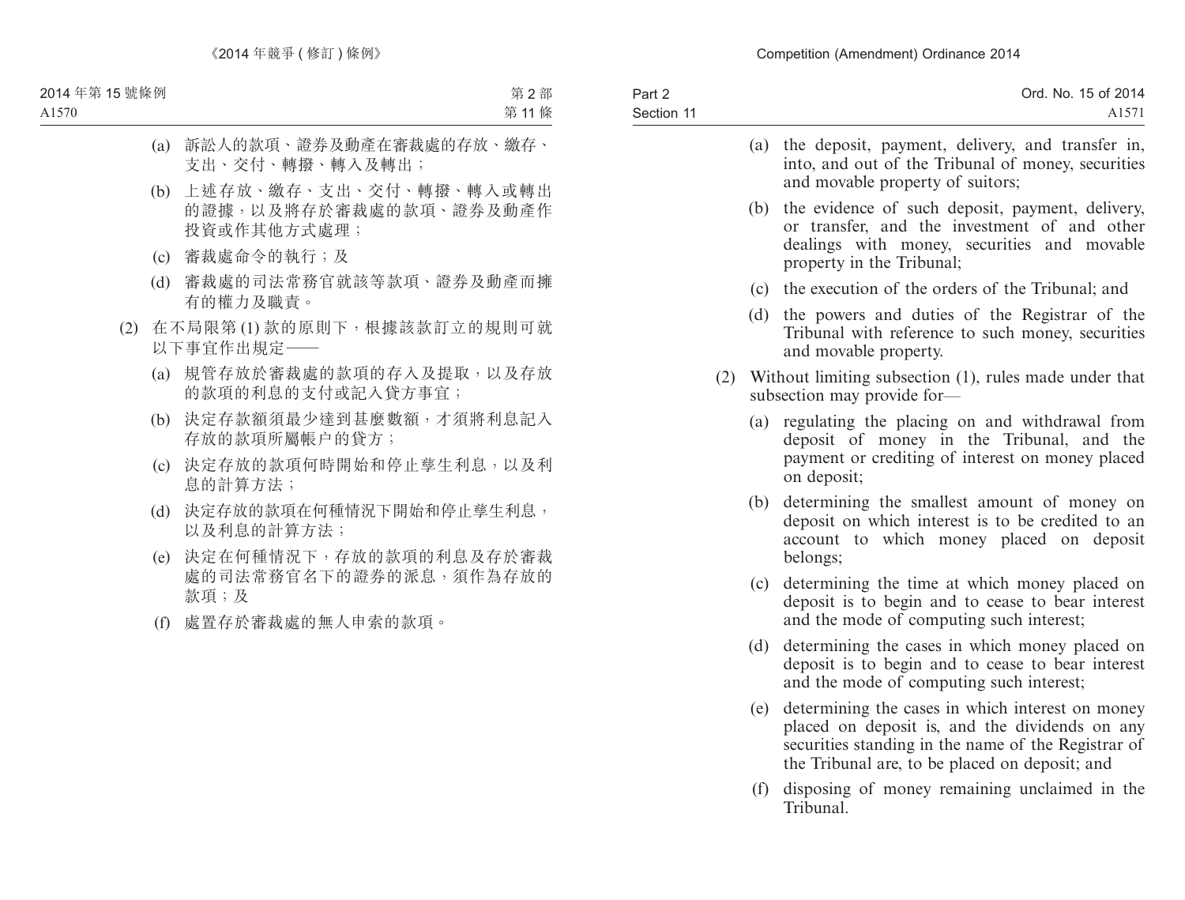(a) 訴訟人的款項、證券及動產在審裁處的存放、繳存、支出、交付、轉撥、轉入及轉出；

(b) 上述存放、繳存、支出、交付、轉撥、轉入或轉出的證據，以及將存於審裁處的款項、證券及動產作投資或作其他方式處理；

(c) 審裁處命令的執行；及

(d) 審裁處的司法常務官就該等款項、證券及動產而擁有的權力及職責。

(2) 在不局限第 (1) 款的原則下，根據該款訂立的規則可就以下事宜作出規定——

(a) 規管存放於審裁處的款項的存入及提取，以及存放的款項的利息的支付或記入貸方事宜；

(b) 決定存款額須最少達到甚麼數額，才須將利息記入存放的款項所屬帳户的貸方；

(c) 決定存放的款項何時開始和停止孳生利息，以及利息的計算方法；

(d) 決定存放的款項在何種情況下開始和停止孳生利息，以及利息的計算方法；

(e) 決定在何種情況下，存放的款項的利息及存於審裁處的司法常務官名下的證券的派息，須作為存放的款項；及

(f) 處置存於審裁處的無人申索的款項。

(a) the deposit, payment, delivery, and transfer in, into, and out of the Tribunal of money, securities and movable property of suitors;

(b) the evidence of such deposit, payment, delivery, or transfer, and the investment of and other dealings with money, securities and movable property in the Tribunal;

(c) the execution of the orders of the Tribunal; and

(d) the powers and duties of the Registrar of the Tribunal with reference to such money, securities and movable property.

(2) Without limiting subsection (1), rules made under that subsection may provide for—

(a) regulating the placing on and withdrawal from deposit of money in the Tribunal, and the payment or crediting of interest on money placed on deposit;

(b) determining the smallest amount of money on deposit on which interest is to be credited to an account to which money placed on deposit belongs;

(c) determining the time at which money placed on deposit is to begin and to cease to bear interest and the mode of computing such interest;

(d) determining the cases in which money placed on deposit is to begin and to cease to bear interest and the mode of computing such interest;

(e) determining the cases in which interest on money placed on deposit is, and the dividends on any securities standing in the name of the Registrar of the Tribunal are, to be placed on deposit; and

(f) disposing of money remaining unclaimed in the Tribunal.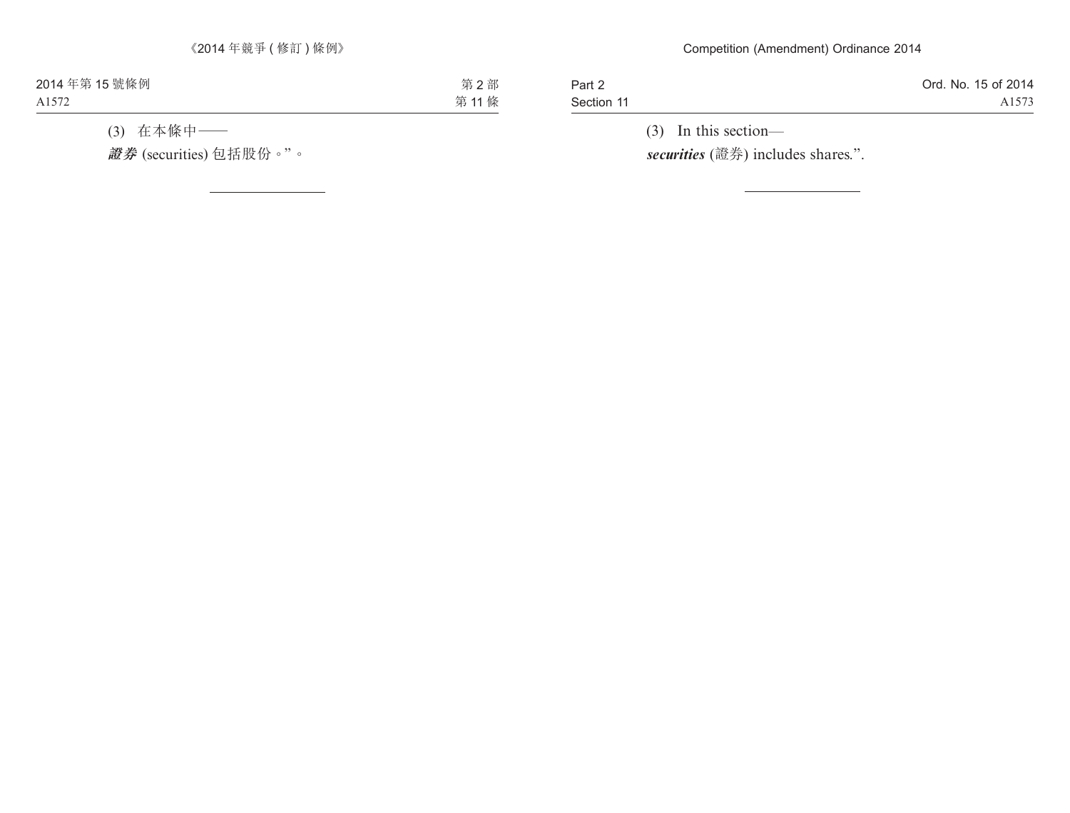(3) 在本條中——

***證券*** (securities) 包括股份。”。

(3) In this section—

***securities*** (證券) includes shares.”.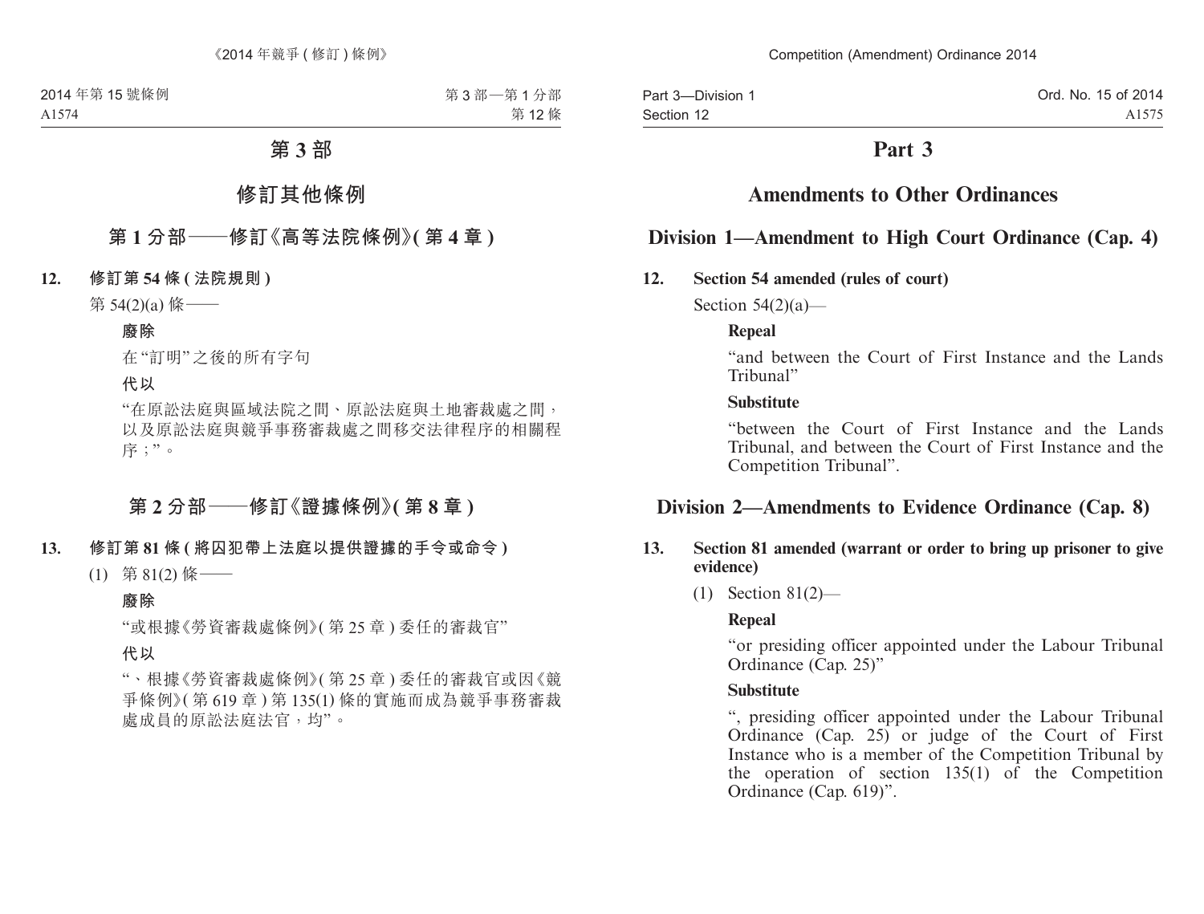# 第 3 部

## 修訂其他條例

### 第 1 分部——修訂《高等法院條例》(第 4 章)

**12. 修訂第 54 條 (法院規則)**

第 54(2)(a) 條——

**廢除**

在“訂明”之後的所有字句

**代以**

“在原訟法庭與區域法院之間、原訟法庭與土地審裁處之間，以及原訟法庭與競爭事務審裁處之間移交法律程序的相關程序；”。

### 第 2 分部——修訂《證據條例》(第 8 章)

**13. 修訂第 81 條 (將囚犯帶上法庭以提供證據的手令或命令)**

(1) 第 81(2) 條——

**廢除**

“或根據《勞資審裁處條例》(第 25 章) 委任的審裁官”

**代以**

“、根據《勞資審裁處條例》(第 25 章) 委任的審裁官或因《競爭條例》(第 619 章) 第 135(1) 條的實施而成為競爭事務審裁處成員的原訟法庭法官，均”。

# Part 3

## Amendments to Other Ordinances

### Division 1—Amendment to High Court Ordinance (Cap. 4)

**12. Section 54 amended (rules of court)**

Section 54(2)(a)—

**Repeal**

“and between the Court of First Instance and the Lands Tribunal”

**Substitute**

“between the Court of First Instance and the Lands Tribunal, and between the Court of First Instance and the Competition Tribunal”.

### Division 2—Amendments to Evidence Ordinance (Cap. 8)

**13. Section 81 amended (warrant or order to bring up prisoner to give evidence)**

(1) Section 81(2)—

**Repeal**

“or presiding officer appointed under the Labour Tribunal Ordinance (Cap. 25)”

**Substitute**

“, presiding officer appointed under the Labour Tribunal Ordinance (Cap. 25) or judge of the Court of First Instance who is a member of the Competition Tribunal by the operation of section 135(1) of the Competition Ordinance (Cap. 619)”.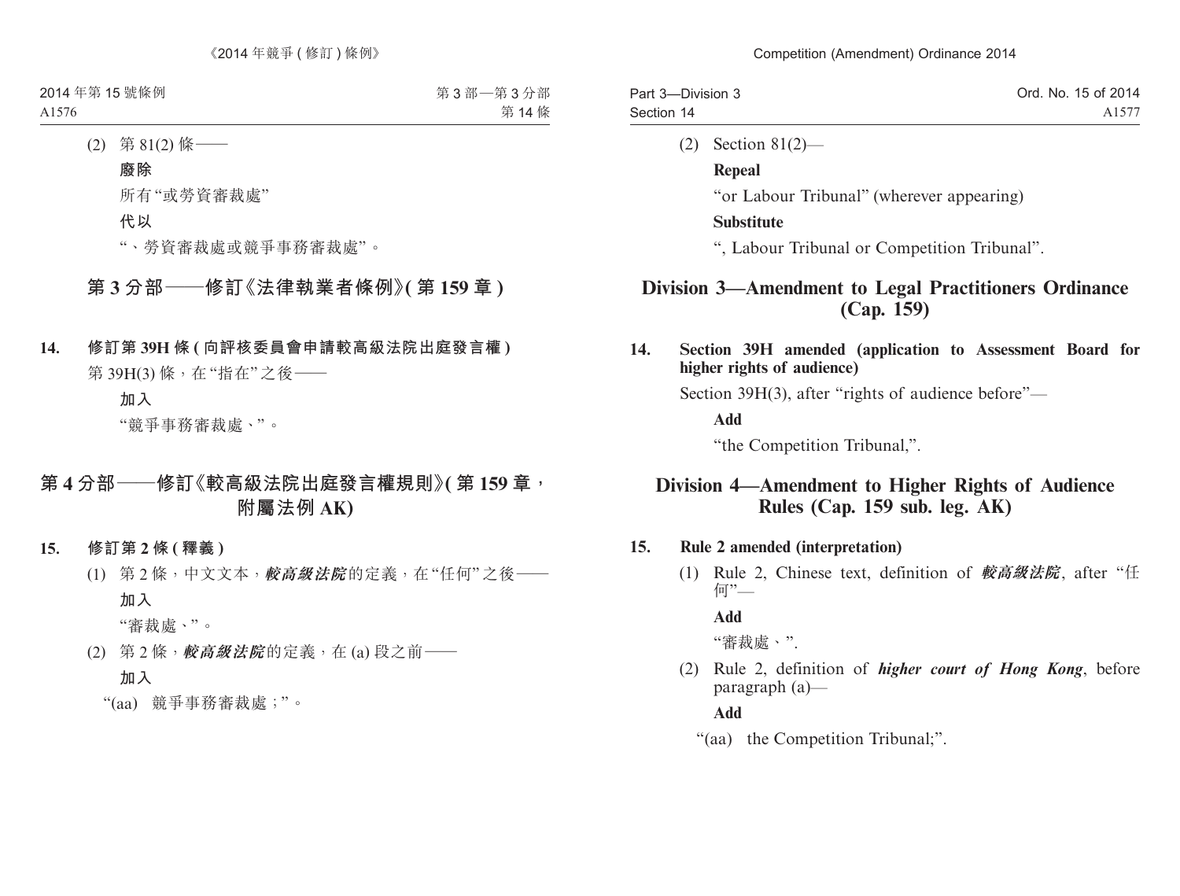(2) 第 81(2) 條——

**廢除**

所有“或勞資審裁處”

**代以**

“、勞資審裁處或競爭事務審裁處”。

## 第 3 分部——修訂《法律執業者條例》(第 159 章)

**14. 修訂第 39H 條 (向評核委員會申請較高級法院出庭發言權)**

第 39H(3) 條，在“指在”之後——

**加入**

“競爭事務審裁處、”。

## 第 4 分部——修訂《較高級法院出庭發言權規則》(第 159 章，附屬法例 AK)

**15. 修訂第 2 條 (釋義)**

(1) 第 2 條，中文文本，***較高級法院***的定義，在“任何”之後——

**加入**

“審裁處、”。

(2) 第 2 條，***較高級法院***的定義，在 (a) 段之前——

**加入**

“(aa) 競爭事務審裁處；”。

(2) Section 81(2)—

**Repeal**

“or Labour Tribunal” (wherever appearing)

**Substitute**

“, Labour Tribunal or Competition Tribunal”.

## Division 3—Amendment to Legal Practitioners Ordinance (Cap. 159)

**14. Section 39H amended (application to Assessment Board for higher rights of audience)**

Section 39H(3), after “rights of audience before”—

**Add**

“the Competition Tribunal,”.

## Division 4—Amendment to Higher Rights of Audience Rules (Cap. 159 sub. leg. AK)

**15. Rule 2 amended (interpretation)**

(1) Rule 2, Chinese text, definition of ***較高級法院***, after “任何”—

**Add**

“審裁處、”.

(2) Rule 2, definition of ***higher court of Hong Kong***, before paragraph (a)—

**Add**

“(aa) the Competition Tribunal;”.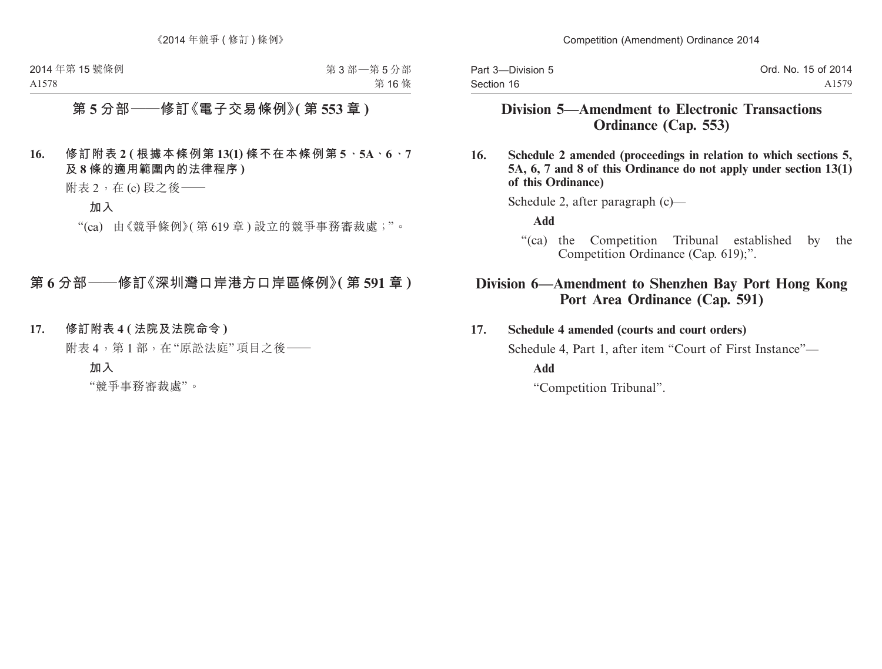## 第 5 分部——修訂《電子交易條例》(第 553 章)

**16. 修訂附表 2 (根據本條例第 13(1) 條不在本條例第 5、5A、6、7 及 8 條的適用範圍內的法律程序)**

附表 2，在 (c) 段之後——

**加入**

“(ca) 由《競爭條例》(第 619 章) 設立的競爭事務審裁處；”。

## 第 6 分部——修訂《深圳灣口岸港方口岸區條例》(第 591 章)

**17. 修訂附表 4 (法院及法院命令)**

附表 4，第 1 部，在“原訟法庭”項目之後——

**加入**

“競爭事務審裁處”。

## Division 5—Amendment to Electronic Transactions Ordinance (Cap. 553)

**16. Schedule 2 amended (proceedings in relation to which sections 5, 5A, 6, 7 and 8 of this Ordinance do not apply under section 13(1) of this Ordinance)**

Schedule 2, after paragraph (c)—

**Add**

“(ca) the Competition Tribunal established by the Competition Ordinance (Cap. 619);”.

## Division 6—Amendment to Shenzhen Bay Port Hong Kong Port Area Ordinance (Cap. 591)

**17. Schedule 4 amended (courts and court orders)**

Schedule 4, Part 1, after item “Court of First Instance”—

**Add**

“Competition Tribunal”.